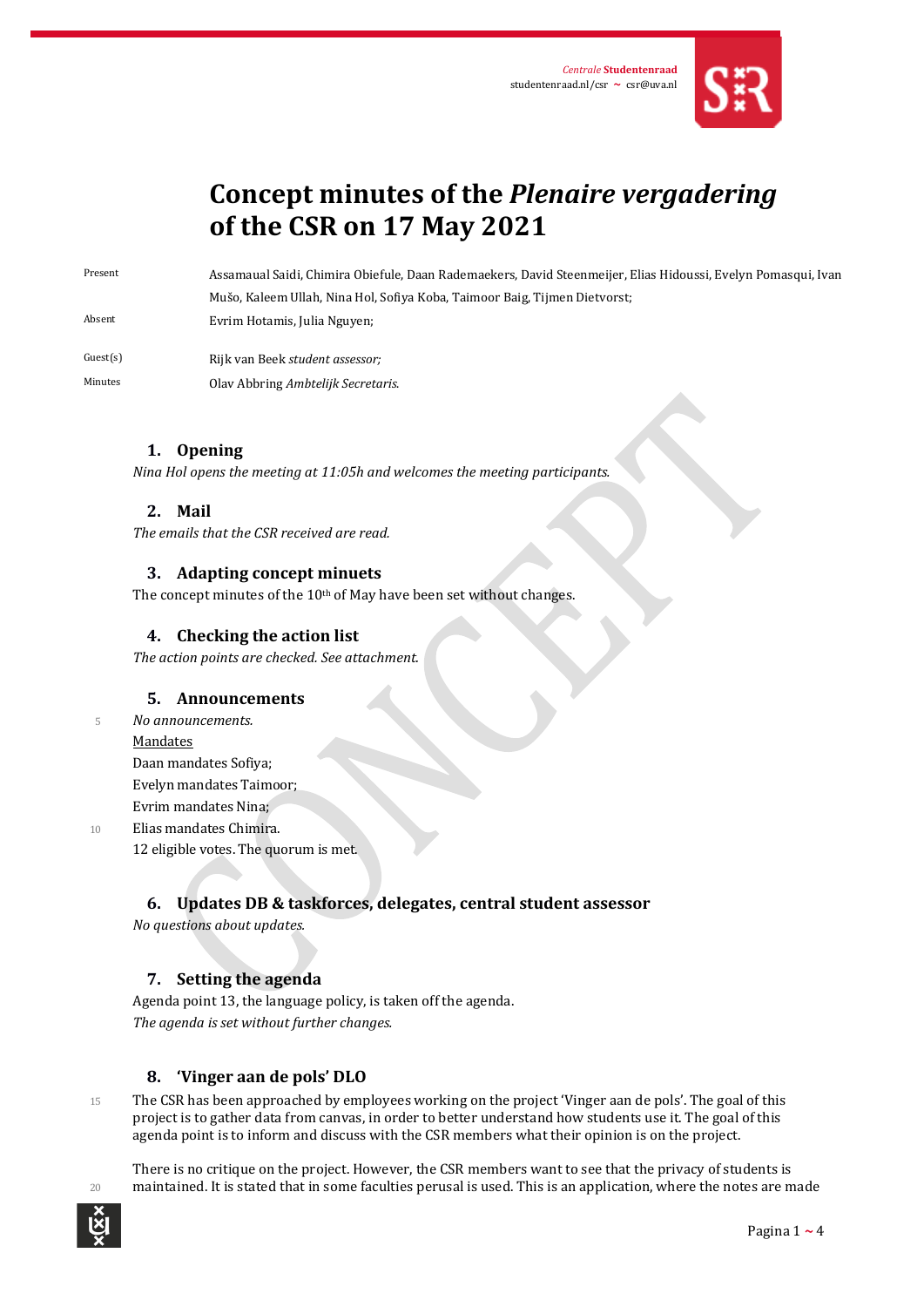# Concept minutes of the *Plenaire vergadering* of the CSR on 17 May 2021

| | |
|---|---|
| Present | Assamaual Saidi, Chimira Obiefule, Daan Rademaekers, David Steenmeijer, Elias Hidoussi, Evelyn Pomasqui, Ivan Mušo, Kaleem Ullah, Nina Hol, Sofiya Koba, Taimoor Baig, Tijmen Dietvorst; |
| Absent | Evrim Hotamis, Julia Nguyen; |
| Guest(s) | Rijk van Beek *student assessor;* |
| Minutes | Olav Abbring *Ambtelijk Secretaris.* |

## 1. Opening

*Nina Hol opens the meeting at 11:05h and welcomes the meeting participants.*

## 2. Mail

*The emails that the CSR received are read.*

## 3. Adapting concept minuets

The concept minutes of the 10th of May have been set without changes.

## 4. Checking the action list

*The action points are checked. See attachment.*

## 5. Announcements

*No announcements.*

Mandates

Daan mandates Sofiya;
Evelyn mandates Taimoor;
Evrim mandates Nina;
Elias mandates Chimira.
12 eligible votes. The quorum is met.

## 6. Updates DB & taskforces, delegates, central student assessor

*No questions about updates.*

## 7. Setting the agenda

Agenda point 13, the language policy, is taken off the agenda.
*The agenda is set without further changes.*

## 8. 'Vinger aan de pols' DLO

The CSR has been approached by employees working on the project 'Vinger aan de pols'. The goal of this project is to gather data from canvas, in order to better understand how students use it. The goal of this agenda point is to inform and discuss with the CSR members what their opinion is on the project.

There is no critique on the project. However, the CSR members want to see that the privacy of students is maintained. It is stated that in some faculties perusal is used. This is an application, where the notes are made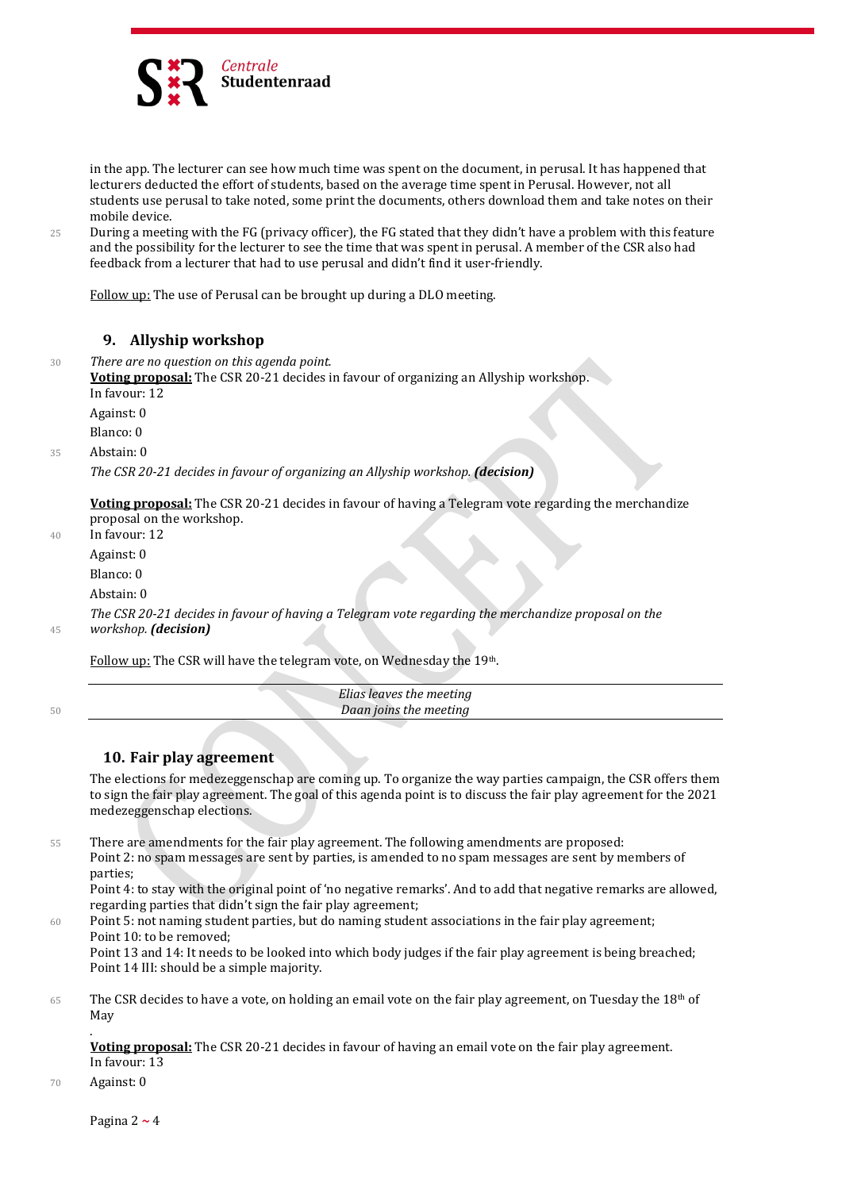in the app. The lecturer can see how much time was spent on the document, in perusal. It has happened that lecturers deducted the effort of students, based on the average time spent in Perusal. However, not all students use perusal to take noted, some print the documents, others download them and take notes on their mobile device.

During a meeting with the FG (privacy officer), the FG stated that they didn't have a problem with this feature and the possibility for the lecturer to see the time that was spent in perusal. A member of the CSR also had feedback from a lecturer that had to use perusal and didn't find it user-friendly.

Follow up: The use of Perusal can be brought up during a DLO meeting.

## 9. Allyship workshop

*There are no question on this agenda point.*

**Voting proposal:** The CSR 20-21 decides in favour of organizing an Allyship workshop.

In favour: 12

Against: 0

Blanco: 0

Abstain: 0

*The CSR 20-21 decides in favour of organizing an Allyship workshop.* ***(decision)***

**Voting proposal:** The CSR 20-21 decides in favour of having a Telegram vote regarding the merchandize proposal on the workshop.

In favour: 12

Against: 0

Blanco: 0

Abstain: 0

*The CSR 20-21 decides in favour of having a Telegram vote regarding the merchandize proposal on the workshop.* ***(decision)***

Follow up: The CSR will have the telegram vote, on Wednesday the 19th.

---

*Elias leaves the meeting*

*Daan joins the meeting*

---

## 10. Fair play agreement

The elections for medezeggenschap are coming up. To organize the way parties campaign, the CSR offers them to sign the fair play agreement. The goal of this agenda point is to discuss the fair play agreement for the 2021 medezeggenschap elections.

There are amendments for the fair play agreement. The following amendments are proposed:

Point 2: no spam messages are sent by parties, is amended to no spam messages are sent by members of parties;

Point 4: to stay with the original point of 'no negative remarks'. And to add that negative remarks are allowed, regarding parties that didn't sign the fair play agreement;

Point 5: not naming student parties, but do naming student associations in the fair play agreement;

Point 10: to be removed;

Point 13 and 14: It needs to be looked into which body judges if the fair play agreement is being breached;

Point 14 III: should be a simple majority.

The CSR decides to have a vote, on holding an email vote on the fair play agreement, on Tuesday the 18th of May

.

**Voting proposal:** The CSR 20-21 decides in favour of having an email vote on the fair play agreement.

In favour: 13

Against: 0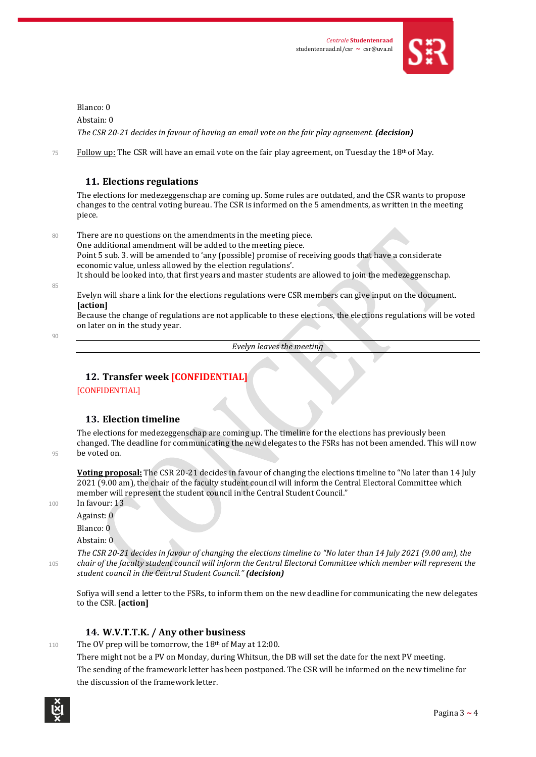Blanco: 0

Abstain: 0

*The CSR 20-21 decides in favour of having an email vote on the fair play agreement.* ***(decision)***

Follow up: The CSR will have an email vote on the fair play agreement, on Tuesday the 18th of May.

## 11. Elections regulations

The elections for medezeggenschap are coming up. Some rules are outdated, and the CSR wants to propose changes to the central voting bureau. The CSR is informed on the 5 amendments, as written in the meeting piece.

There are no questions on the amendments in the meeting piece.
One additional amendment will be added to the meeting piece.
Point 5 sub. 3. will be amended to 'any (possible) promise of receiving goods that have a considerate economic value, unless allowed by the election regulations'.
It should be looked into, that first years and master students are allowed to join the medezeggenschap.

Evelyn will share a link for the elections regulations were CSR members can give input on the document. **[action]**
Because the change of regulations are not applicable to these elections, the elections regulations will be voted on later on in the study year.

---

*Evelyn leaves the meeting*

---

## 12. Transfer week [CONFIDENTIAL]

[CONFIDENTIAL]

## 13. Election timeline

The elections for medezeggenschap are coming up. The timeline for the elections has previously been changed. The deadline for communicating the new delegates to the FSRs has not been amended. This will now be voted on.

**Voting proposal:** The CSR 20-21 decides in favour of changing the elections timeline to "No later than 14 July 2021 (9.00 am), the chair of the faculty student council will inform the Central Electoral Committee which member will represent the student council in the Central Student Council."

In favour: 13

Against: 0

Blanco: 0

Abstain: 0

*The CSR 20-21 decides in favour of changing the elections timeline to "No later than 14 July 2021 (9.00 am), the chair of the faculty student council will inform the Central Electoral Committee which member will represent the student council in the Central Student Council."* ***(decision)***

Sofiya will send a letter to the FSRs, to inform them on the new deadline for communicating the new delegates to the CSR. **[action]**

## 14. W.V.T.T.K. / Any other business

The OV prep will be tomorrow, the 18th of May at 12:00.

There might not be a PV on Monday, during Whitsun, the DB will set the date for the next PV meeting.

The sending of the framework letter has been postponed. The CSR will be informed on the new timeline for the discussion of the framework letter.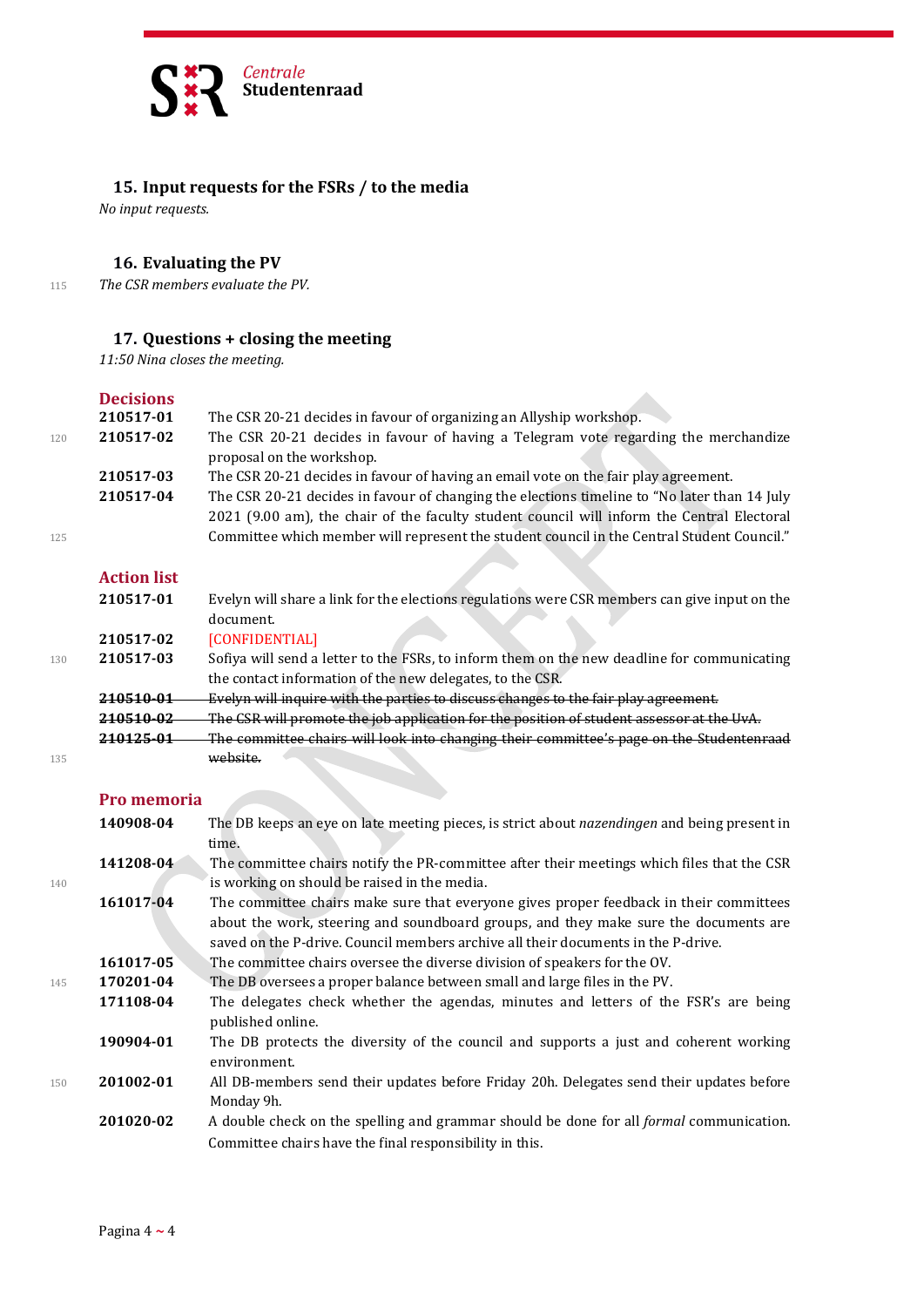## 15. Input requests for the FSRs / to the media

*No input requests.*

## 16. Evaluating the PV

*The CSR members evaluate the PV.*

## 17. Questions + closing the meeting

*11:50 Nina closes the meeting.*

### Decisions

| | |
|---|---|
| **210517-01** | The CSR 20-21 decides in favour of organizing an Allyship workshop. |
| **210517-02** | The CSR 20-21 decides in favour of having a Telegram vote regarding the merchandize proposal on the workshop. |
| **210517-03** | The CSR 20-21 decides in favour of having an email vote on the fair play agreement. |
| **210517-04** | The CSR 20-21 decides in favour of changing the elections timeline to "No later than 14 July 2021 (9.00 am), the chair of the faculty student council will inform the Central Electoral Committee which member will represent the student council in the Central Student Council." |

### Action list

| | |
|---|---|
| **210517-01** | Evelyn will share a link for the elections regulations were CSR members can give input on the document. |
| **210517-02** | [CONFIDENTIAL] |
| **210517-03** | Sofiya will send a letter to the FSRs, to inform them on the new deadline for communicating the contact information of the new delegates, to the CSR. |
| ~~**210510-01**~~ | ~~Evelyn will inquire with the parties to discuss changes to the fair play agreement.~~ |
| ~~**210510-02**~~ | ~~The CSR will promote the job application for the position of student assessor at the UvA.~~ |
| ~~**210125-01**~~ | ~~The committee chairs will look into changing their committee's page on the Studentenraad website.~~ |

### Pro memoria

| | |
|---|---|
| **140908-04** | The DB keeps an eye on late meeting pieces, is strict about *nazendingen* and being present in time. |
| **141208-04** | The committee chairs notify the PR-committee after their meetings which files that the CSR is working on should be raised in the media. |
| **161017-04** | The committee chairs make sure that everyone gives proper feedback in their committees about the work, steering and soundboard groups, and they make sure the documents are saved on the P-drive. Council members archive all their documents in the P-drive. |
| **161017-05** | The committee chairs oversee the diverse division of speakers for the OV. |
| **170201-04** | The DB oversees a proper balance between small and large files in the PV. |
| **171108-04** | The delegates check whether the agendas, minutes and letters of the FSR's are being published online. |
| **190904-01** | The DB protects the diversity of the council and supports a just and coherent working environment. |
| **201002-01** | All DB-members send their updates before Friday 20h. Delegates send their updates before Monday 9h. |
| **201020-02** | A double check on the spelling and grammar should be done for all *formal* communication. Committee chairs have the final responsibility in this. |